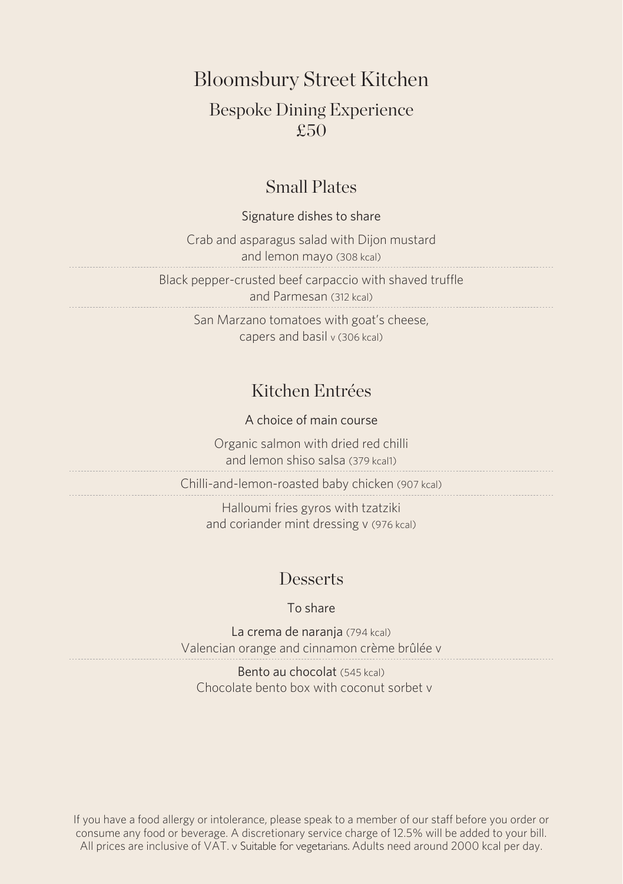# Bloomsbury Street Kitchen

## Bespoke Dining Experience

## £50

## Small Plates

Signature dishes to share

Crab and asparagus salad with Dijon mustard and lemon mayo (308 kcal)

Black pepper-crusted beef carpaccio with shaved truffle and Parmesan (312 kcal)

San Marzano tomatoes with goat's cheese, capers and basil v (306 kcal)

## Kitchen Entrées

A choice of main course

Organic salmon with dried red chilli and lemon shiso salsa (379 kcal1)

Chilli-and-lemon-roasted baby chicken (907 kcal)

Halloumi fries gyros with tzatziki and coriander mint dressing v (976 kcal)

## Desserts

To share

La crema de naranja (794 kcal)
Valencian orange and cinnamon crème brûlée v

Bento au chocolat (545 kcal)
Chocolate bento box with coconut sorbet v

If you have a food allergy or intolerance, please speak to a member of our staff before you order or consume any food or beverage. A discretionary service charge of 12.5% will be added to your bill. All prices are inclusive of VAT. v Suitable for vegetarians. Adults need around 2000 kcal per day.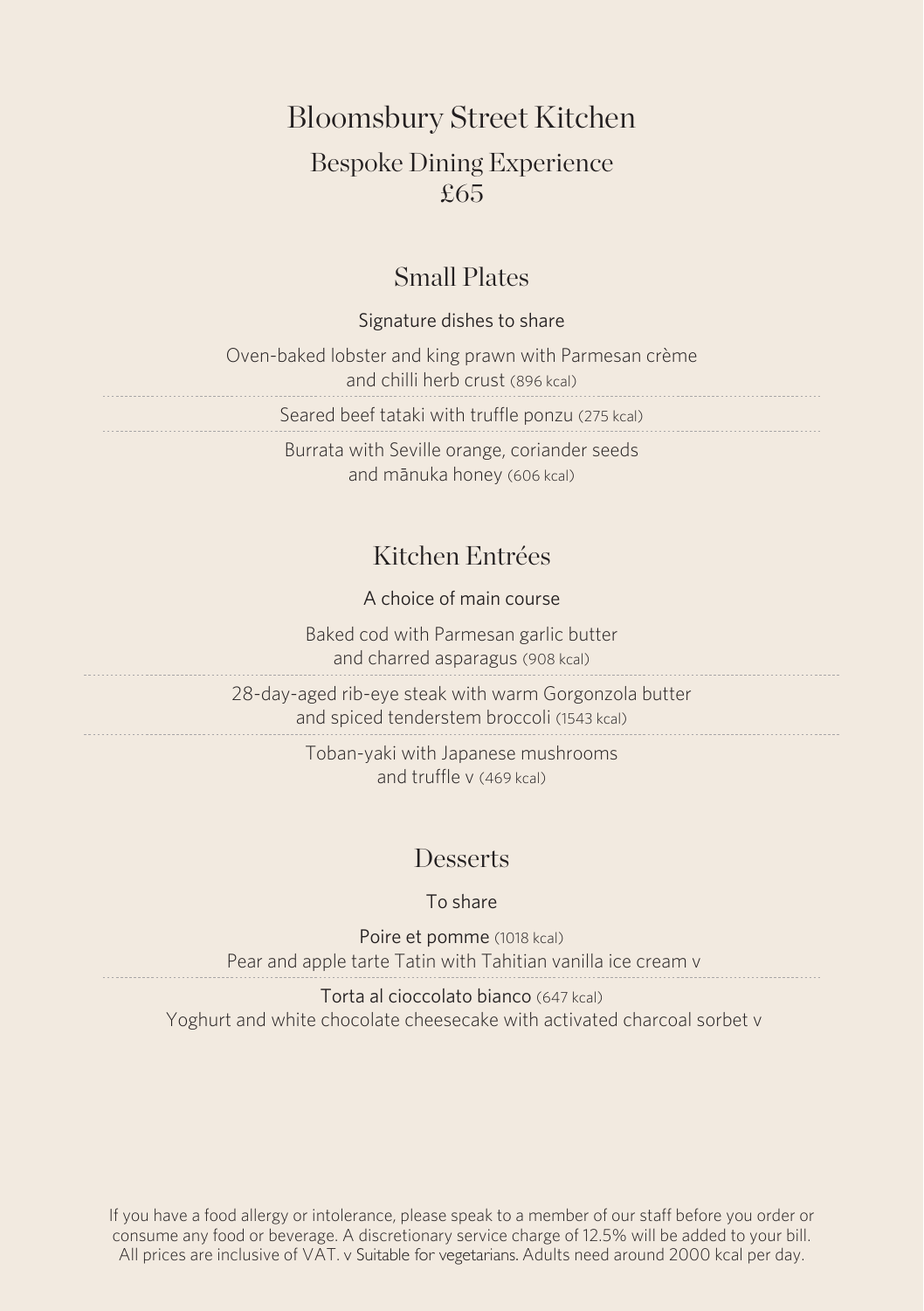# Bloomsbury Street Kitchen

## Bespoke Dining Experience

## £65

### Small Plates

Signature dishes to share

Oven-baked lobster and king prawn with Parmesan crème and chilli herb crust (896 kcal)

Seared beef tataki with truffle ponzu (275 kcal)

Burrata with Seville orange, coriander seeds and mānuka honey (606 kcal)

### Kitchen Entrées

A choice of main course

Baked cod with Parmesan garlic butter and charred asparagus (908 kcal)

28-day-aged rib-eye steak with warm Gorgonzola butter and spiced tenderstem broccoli (1543 kcal)

Toban-yaki with Japanese mushrooms and truffle v (469 kcal)

### Desserts

To share

Poire et pomme (1018 kcal)
Pear and apple tarte Tatin with Tahitian vanilla ice cream v

Torta al cioccolato bianco (647 kcal)
Yoghurt and white chocolate cheesecake with activated charcoal sorbet v

If you have a food allergy or intolerance, please speak to a member of our staff before you order or consume any food or beverage. A discretionary service charge of 12.5% will be added to your bill. All prices are inclusive of VAT. v Suitable for vegetarians. Adults need around 2000 kcal per day.